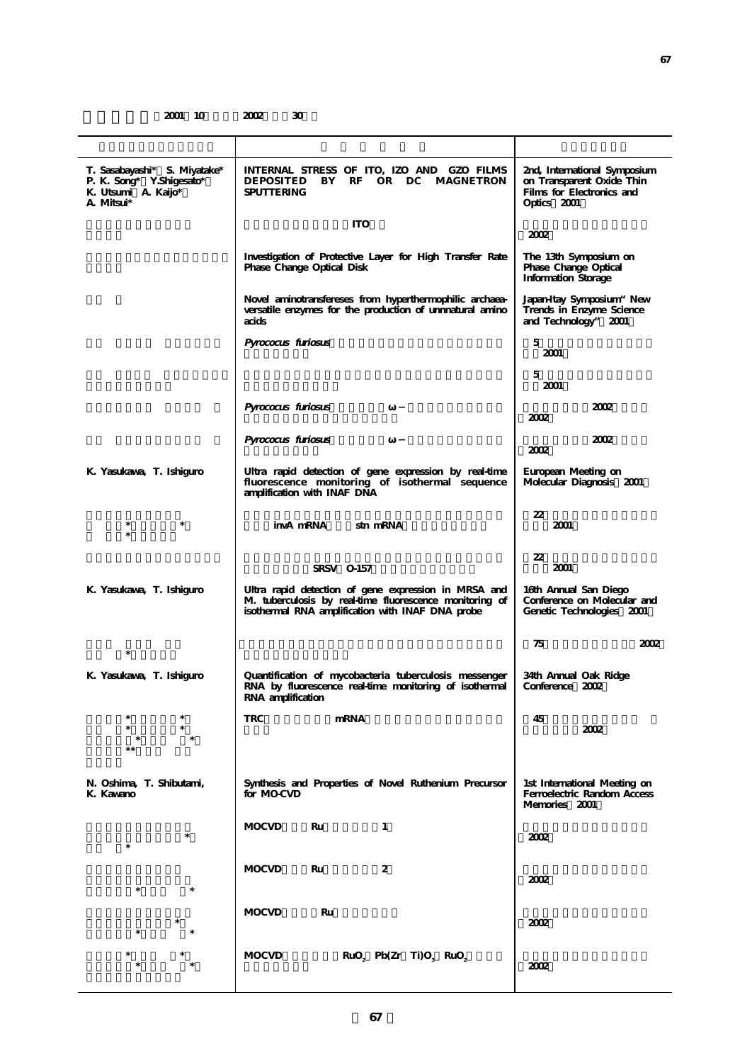2001 10 2002 30

| | | |
|---|---|---|
| T. Sasabayashi* S. Miyatake* P. K. Song* Y.Shigesato* K. Utsumi A. Kaijo* A. Mitsui* | INTERNAL STRESS OF ITO, IZO AND GZO FILMS DEPOSITED BY RF OR DC MAGNETRON SPUTTERING | 2nd, International Symposium on Transparent Oxide Thin Films for Electronics and Optics 2001 |
| | ITO | 2002 |
| | Investigation of Protective Layer for High Transfer Rate Phase Change Optical Disk | The 13th Symposium on Phase Change Optical Information Storage |
| | Novel aminotransfereses from hyperthermophilic archaea-versatile enzymes for the production of unnnatural amino acids | Japan-Itay Symposium" New Trends in Enzyme Science and Technology" 2001 |
| | *Pyrococcus furiosus* | 5 2001 |
| | | 5 2001 |
| | *Pyrococcus furiosus* ω – | 2002 2002 |
| | *Pyrococcus furiosus* ω – | 2002 2002 |
| K. Yasukawa, T. Ishiguro | Ultra rapid detection of gene expression by real-time fluorescence monitoring of isothermal sequence amplification with INAF DNA | European Meeting on Molecular Diagnosis 2001 |
| * * * | invA mRNA stn mRNA | 22 2001 |
| | SRSV O-157 | 22 2001 |
| K. Yasukawa, T. Ishiguro | Ultra rapid detection of gene expression in MRSA and M. tuberculosis by real-time fluorescence monitoring of isothermal RNA amplification with INAF DNA probe | 16th Annual San Diego Conference on Molecular and Genetic Technologies 2001 |
| * | | 75 2002 |
| K. Yasukawa, T. Ishiguro | Quantification of mycobacteria tuberculosis messenger RNA by fluorescence real-time monitoring of isothermal RNA amplification | 34th Annual Oak Ridge Conference 2002 |
| * * * * * * ** | TRC mRNA | 45 2002 |
| N. Oshima, T. Shibutami, K. Kawano | Synthesis and Properties of Novel Ruthenium Precursor for MO-CVD | 1st International Meeting on Ferroelectric Random Access Memories 2001 |
| * * | MOCVD Ru 1 | 2002 |
| * * | MOCVD Ru 2 | 2002 |
| * * * | MOCVD Ru | 2002 |
| * * * * | MOCVD $RuO_2$ $Pb(Zr\ Ti)O_3$ $RuO_2$ | 2002 |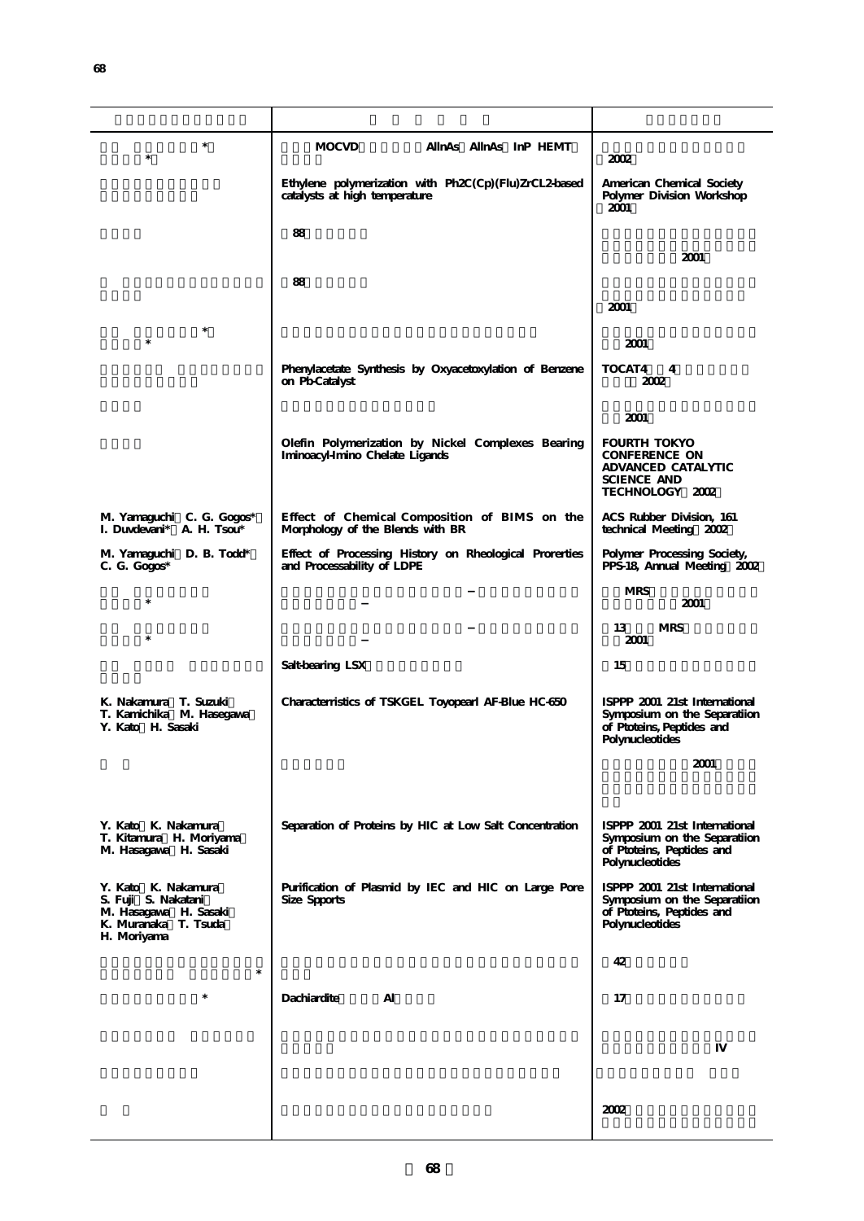| | | |
|---|---|---|
| * *| MOCVD AlInAs AlInAs InP HEMT | 2002 |
| | Ethylene polymerization with Ph2C(Cp)(Flu)ZrCL2-based catalysts at high temperature | American Chemical Society Polymer Division Workshop 2001 |
| | 88 | 2001 |
| | 88 | 2001 |
| * * | | 2001 |
| | Phenylacetate Synthesis by Oxyacetoxylation of Benzene on Pb-Catalyst | TOCAT4 4 2002 |
| | | 2001 |
| | Olefin Polymerization by Nickel Complexes Bearing Iminoacyl-Imino Chelate Ligands | FOURTH TOKYO CONFERENCE ON ADVANCED CATALYTIC SCIENCE AND TECHNOLOGY 2002 |
| M. Yamaguchi C. G. Gogos* I. Duvdevani* A. H. Tsou* | Effect of Chemical Composition of BIMS on the Morphology of the Blends with BR | ACS Rubber Division, 161 technical Meeting 2002 |
| M. Yamaguchi D. B. Todd* C. G. Gogos* | Effect of Processing History on Rheological Prorerties and Processability of LDPE | Polymer Processing Society, PPS-18, Annual Meeting 2002 |
| * | – – | MRS 2001 |
| * | – – | 13 MRS 2001 |
| | Salt-bearing LSX | 15 |
| K. Nakamura T. Suzuki T. Kamichika M. Hasegawa Y. Kato H. Sasaki | Characterristics of TSKGEL Toyopearl AF-Blue HC-650 | ISPPP 2001 21st International Symposium on the Separatiion of Ptoteins, Peptides and Polynucleotides |
| | | 2001 |
| Y. Kato K. Nakamura T. Kitamura H. Moriyama M. Hasagawa H. Sasaki | Separation of Proteins by HIC at Low Salt Concentration | ISPPP 2001 21st International Symposium on the Separatiion of Ptoteins, Peptides and Polynucleotides |
| Y. Kato K. Nakamura S. Fuji S. Nakatani M. Hasagawa H. Sasaki K. Muranaka T. Tsuda H. Moriyama | Purification of Plasmid by IEC and HIC on Large Pore Size Spports | ISPPP 2001 21st International Symposium on the Separatiion of Ptoteins, Peptides and Polynucleotides |
| * | | 42 |
| * | Dachiardite Al | 17 |
| | | IV |
| | | |
| | | 2002 |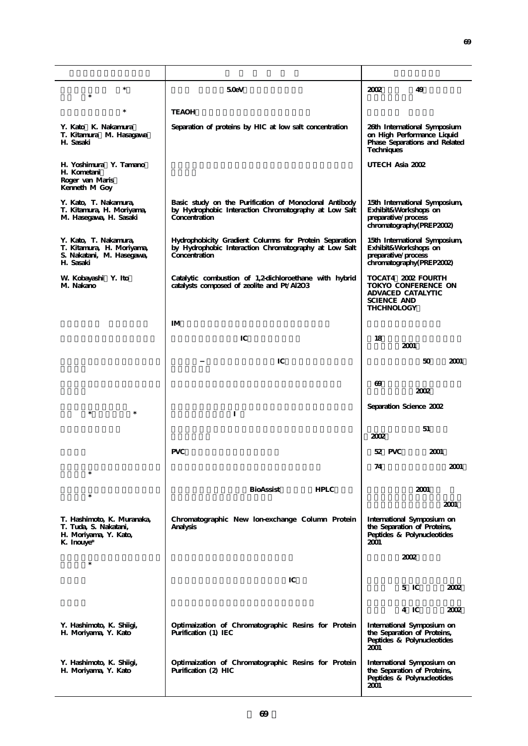| | | |
|---|---|---|
| * <br> * | 5.0eV | 2002 49 |
| * | TEAOH | |
| Y. Kato K. Nakamura <br> T. Kitamura M. Hasagawa <br> H. Sasaki | Separation of proteins by HIC at low salt concentration | 26th International Symposium on High Performance Liquid Phase Separations and Related Techniques |
| H. Yoshimura Y. Tamano <br> H. Kometani <br> Roger van Maris <br> Kenneth M Goy | | UTECH Asia 2002 |
| Y. Kato, T. Nakamura, <br> T. Kitamura, H. Moriyama, <br> M. Hasegawa, H. Sasaki | Basic study on the Purification of Monoclonal Antibody by Hydrophobic Interaction Chromatography at Low Salt Concentration | 15th International Symposium, Exhibit&Workshops on preparative/process chromatography(PREP2002) |
| Y. Kato, T. Nakamura, <br> T. Kitamura, H. Moriyama, <br> S. Nakatani, M. Hasegawa, <br> H. Sasaki | Hydrophobicity Gradient Columns for Protein Separation by Hydrophobic Interaction Chromatography at Low Salt Concentration | 15th International Symposium, Exhibit&Workshops on preparative/process chromatography(PREP2002) |
| W. Kobayashi Y. Ito <br> M. Nakano | Catalytic combustion of 1,2-dichloroethane with hybrid catalysts composed of zeolite and Pt/Al2O3 | TOCAT4 2002 FOURTH TOKYO CONFERENCE ON ADVACED CATALYTIC SCIENCE AND THCHNOLOGY |
| | IM | |
| | IC | 18 <br> 2001 |
| | – IC | 50 2001 |
| | | 69 <br> 2002 |
| * * | I | Separation Science 2002 |
| | | 51 <br> 2002 |
| | PVC | 52 PVC 2001 |
| * | | 74 2001 |
| * | BioAssist HPLC | 2001 <br> 2001 |
| T. Hashimoto, K. Muranaka, <br> T. Tuda, S. Nakatani, <br> H. Moriyama, Y. Kato, <br> K. Inouye* | Chromatographic New Ion-exchange Column Protein Analysis | International Symposium on the Separation of Proteins, Peptides & Polynucleotides 2001 |
| * | | 2002 |
| | IC | 5 IC 2002 |
| | | 4 IC 2002 |
| Y. Hashimoto, K. Shiigi, <br> H. Moriyama, Y. Kato | Optimaization of Chromatographic Resins for Protein Purification (1) IEC | International Symposium on the Separation of Proteins, Peptides & Polynucleotides 2001 |
| Y. Hashimoto, K. Shiigi, <br> H. Moriyama, Y. Kato | Optimaization of Chromatographic Resins for Protein Purification (2) HIC | International Symposium on the Separation of Proteins, Peptides & Polynucleotides 2001 |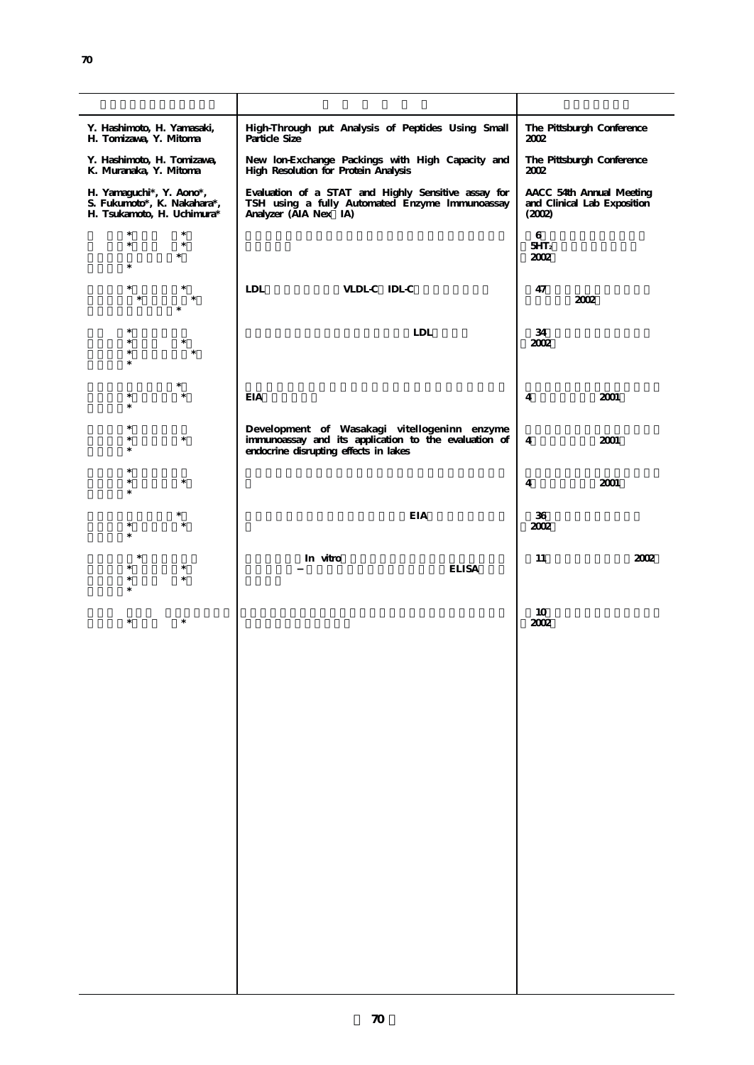| | | |
|---|---|---|
| Y. Hashimoto, H. Yamasaki, H. Tomizawa, Y. Mitoma | High-Through put Analysis of Peptides Using Small Particle Size | The Pittsburgh Conference 2002 |
| Y. Hashimoto, H. Tomizawa, K. Muranaka, Y. Mitoma | New Ion-Exchange Packings with High Capacity and High Resolution for Protein Analysis | The Pittsburgh Conference 2002 |
| H. Yamaguchi*, Y. Aono*, S. Fukumoto*, K. Nakahara*, H. Tsukamoto, H. Uchimura* | Evaluation of a STAT and Highly Sensitive assay for TSH using a fully Automated Enzyme Immunoassay Analyzer (AIA Nex IA) | AACC 54th Annual Meeting and Clinical Lab Exposition (2002) |
| * * * * * * | | 6 5HT2 2002 |
| * * * * * | LDL VLDL-C IDL-C | 47 2002 |
| * * * * * * | LDL | 34 2002 |
| * * * * | EIA | 4 2001 |
| * * * * | Development of Wasakagi vitellogeninn enzyme immunoassay and its application to the evaluation of endocrine disrupting effects in lakes | 4 2001 |
| * * * * | | 4 2001 |
| * * * * | EIA | 36 2002 |
| * * * * * * | In vitro – ELISA | 11 2002 |
| * * | | 10 2002 |